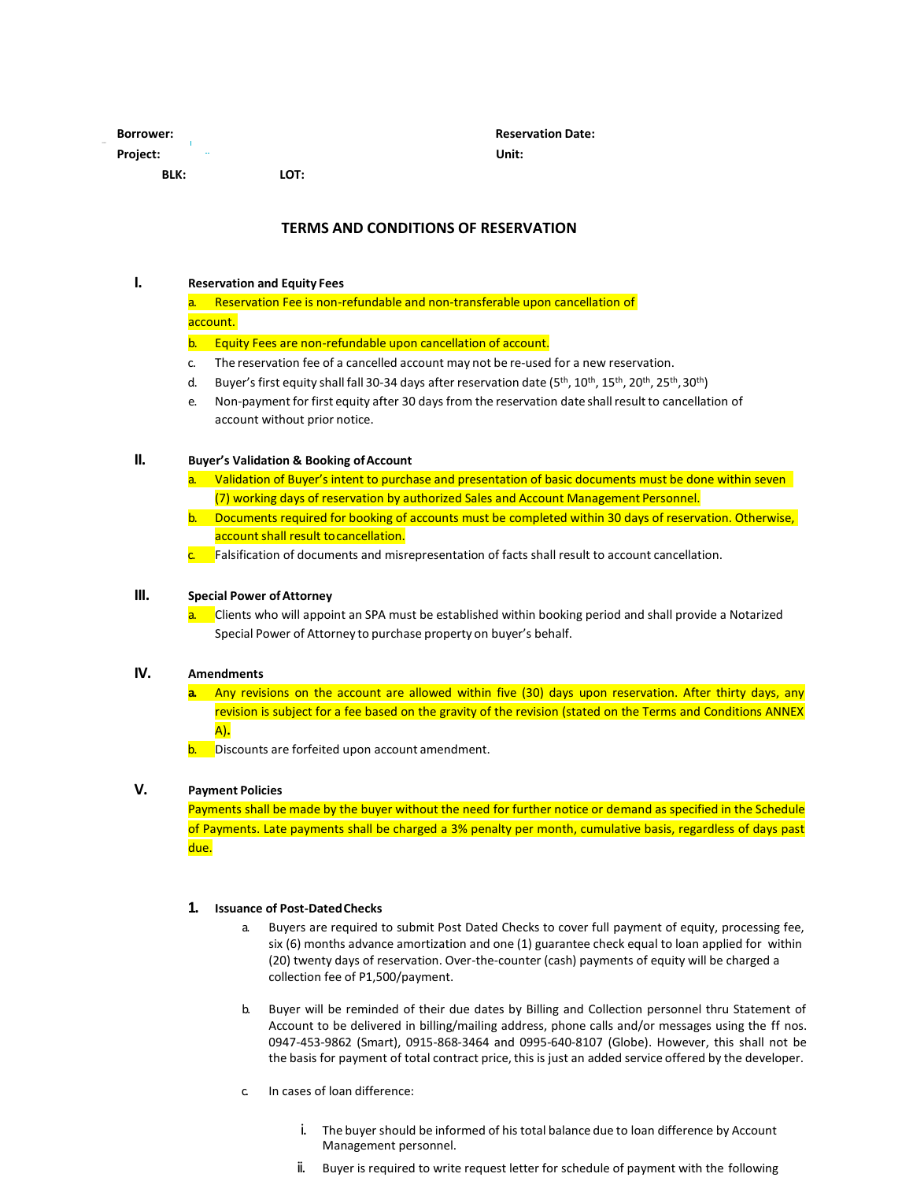**Borrower:** **Reservation Date:**

**Project:** **Unit:**

**BLK:** **LOT:**

## TERMS AND CONDITIONS OF RESERVATION

**I. Reservation and Equity Fees**

a. Reservation Fee is non-refundable and non-transferable upon cancellation of account.

b. Equity Fees are non-refundable upon cancellation of account.

c. The reservation fee of a cancelled account may not be re-used for a new reservation.

d. Buyer's first equity shall fall 30-34 days after reservation date (5th, 10th, 15th, 20th, 25th, 30th)

e. Non-payment for first equity after 30 days from the reservation date shall result to cancellation of account without prior notice.

**II. Buyer's Validation & Booking of Account**

a. Validation of Buyer's intent to purchase and presentation of basic documents must be done within seven (7) working days of reservation by authorized Sales and Account Management Personnel.

b. Documents required for booking of accounts must be completed within 30 days of reservation. Otherwise, account shall result to cancellation.

c. Falsification of documents and misrepresentation of facts shall result to account cancellation.

**III. Special Power of Attorney**

a. Clients who will appoint an SPA must be established within booking period and shall provide a Notarized Special Power of Attorney to purchase property on buyer's behalf.

**IV. Amendments**

**a.** Any revisions on the account are allowed within five (30) days upon reservation. After thirty days, any revision is subject for a fee based on the gravity of the revision (stated on the Terms and Conditions ANNEX A)**.**

b. Discounts are forfeited upon account amendment.

**V. Payment Policies**

Payments shall be made by the buyer without the need for further notice or demand as specified in the Schedule of Payments. Late payments shall be charged a 3% penalty per month, cumulative basis, regardless of days past due.

**1. Issuance of Post-Dated Checks**

a. Buyers are required to submit Post Dated Checks to cover full payment of equity, processing fee, six (6) months advance amortization and one (1) guarantee check equal to loan applied for within (20) twenty days of reservation. Over-the-counter (cash) payments of equity will be charged a collection fee of P1,500/payment.

b. Buyer will be reminded of their due dates by Billing and Collection personnel thru Statement of Account to be delivered in billing/mailing address, phone calls and/or messages using the ff nos. 0947-453-9862 (Smart), 0915-868-3464 and 0995-640-8107 (Globe). However, this shall not be the basis for payment of total contract price, this is just an added service offered by the developer.

c. In cases of loan difference:

i. The buyer should be informed of his total balance due to loan difference by Account Management personnel.

ii. Buyer is required to write request letter for schedule of payment with the following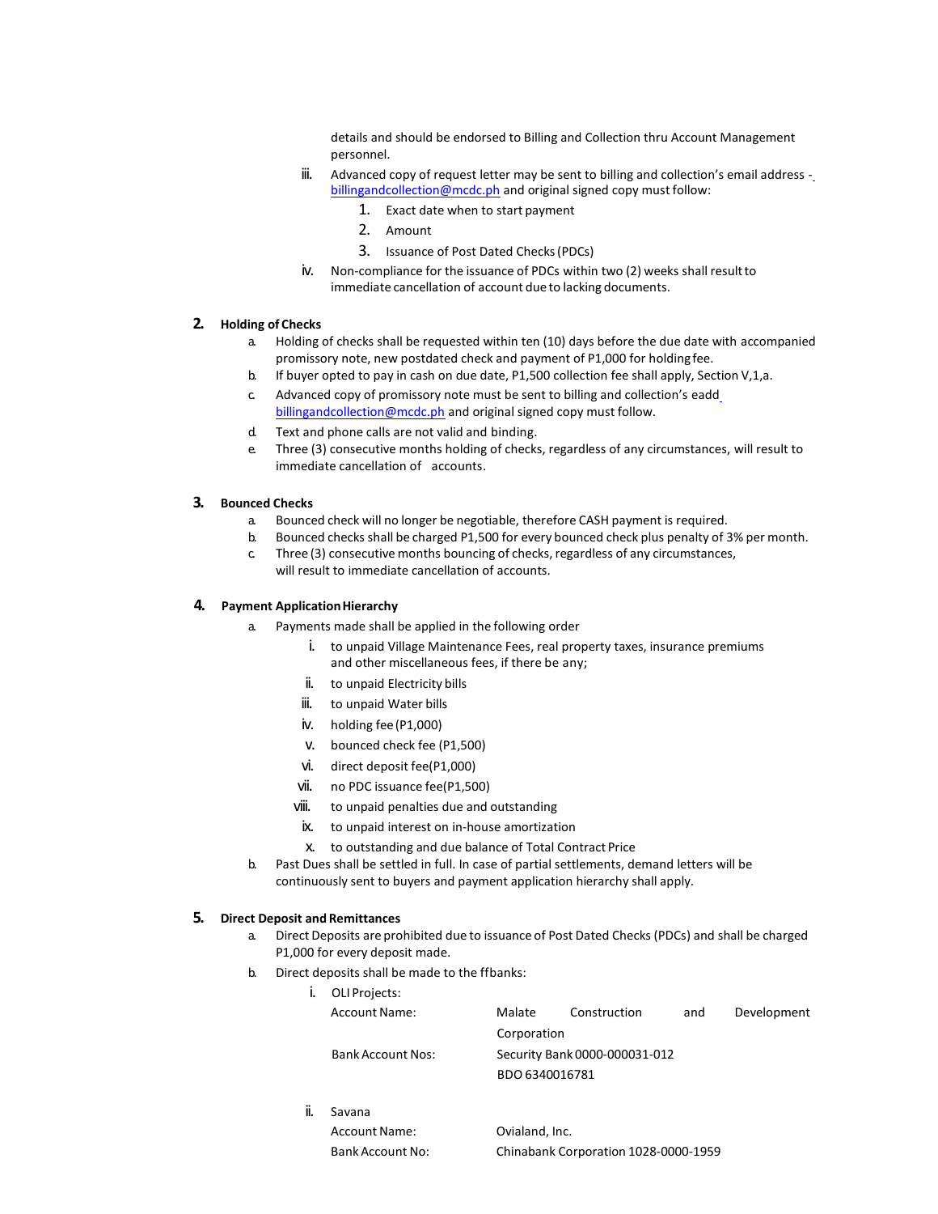details and should be endorsed to Billing and Collection thru Account Management personnel.

iii. Advanced copy of request letter may be sent to billing and collection's email address - billingandcollection@mcdc.ph and original signed copy must follow:
   1. Exact date when to start payment
   2. Amount
   3. Issuance of Post Dated Checks (PDCs)

iv. Non-compliance for the issuance of PDCs within two (2) weeks shall result to immediate cancellation of account due to lacking documents.

**2. Holding of Checks**

a. Holding of checks shall be requested within ten (10) days before the due date with accompanied promissory note, new postdated check and payment of P1,000 for holding fee.

b. If buyer opted to pay in cash on due date, P1,500 collection fee shall apply, Section V,1,a.

c. Advanced copy of promissory note must be sent to billing and collection's eadd billingandcollection@mcdc.ph and original signed copy must follow.

d. Text and phone calls are not valid and binding.

e. Three (3) consecutive months holding of checks, regardless of any circumstances, will result to immediate cancellation of accounts.

**3. Bounced Checks**

a. Bounced check will no longer be negotiable, therefore CASH payment is required.

b. Bounced checks shall be charged P1,500 for every bounced check plus penalty of 3% per month.

c. Three (3) consecutive months bouncing of checks, regardless of any circumstances, will result to immediate cancellation of accounts.

**4. Payment Application Hierarchy**

a. Payments made shall be applied in the following order
   i. to unpaid Village Maintenance Fees, real property taxes, insurance premiums and other miscellaneous fees, if there be any;
   ii. to unpaid Electricity bills
   iii. to unpaid Water bills
   iv. holding fee (P1,000)
   v. bounced check fee (P1,500)
   vi. direct deposit fee(P1,000)
   vii. no PDC issuance fee(P1,500)
   viii. to unpaid penalties due and outstanding
   ix. to unpaid interest on in-house amortization
   x. to outstanding and due balance of Total Contract Price

b. Past Dues shall be settled in full. In case of partial settlements, demand letters will be continuously sent to buyers and payment application hierarchy shall apply.

**5. Direct Deposit and Remittances**

a. Direct Deposits are prohibited due to issuance of Post Dated Checks (PDCs) and shall be charged P1,000 for every deposit made.

b. Direct deposits shall be made to the ffbanks:

   i. OLI Projects:

   | | |
   |---|---|
   | Account Name: | Malate Construction and Development Corporation |
   | Bank Account Nos: | Security Bank 0000-000031-012<br>BDO 6340016781 |

   ii. Savana

   | | |
   |---|---|
   | Account Name: | Ovialand, Inc. |
   | Bank Account No: | Chinabank Corporation 1028-0000-1959 |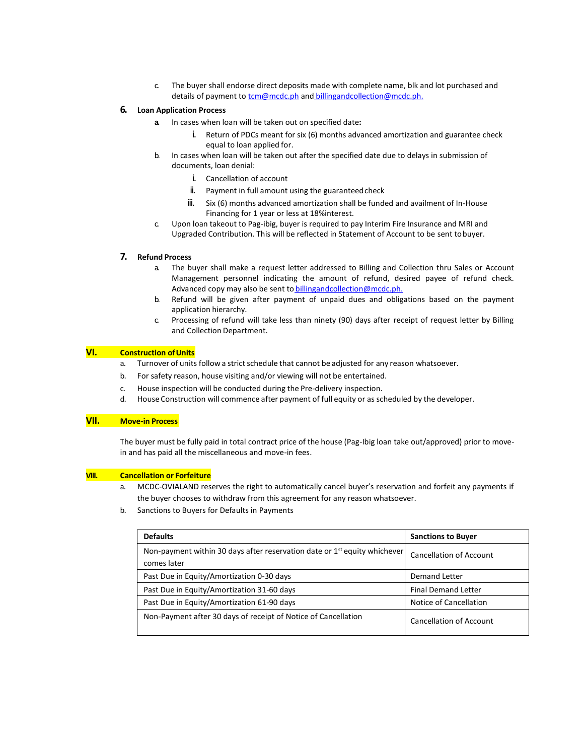c. The buyer shall endorse direct deposits made with complete name, blk and lot purchased and details of payment to tcm@mcdc.ph and billingandcollection@mcdc.ph.

6. **Loan Application Process**

a. In cases when loan will be taken out on specified date:

i. Return of PDCs meant for six (6) months advanced amortization and guarantee check equal to loan applied for.

b. In cases when loan will be taken out after the specified date due to delays in submission of documents, loan denial:

i. Cancellation of account

ii. Payment in full amount using the guaranteed check

iii. Six (6) months advanced amortization shall be funded and availment of In-House Financing for 1 year or less at 18%interest.

c. Upon loan takeout to Pag-ibig, buyer is required to pay Interim Fire Insurance and MRI and Upgraded Contribution. This will be reflected in Statement of Account to be sent to buyer.

7. **Refund Process**

a. The buyer shall make a request letter addressed to Billing and Collection thru Sales or Account Management personnel indicating the amount of refund, desired payee of refund check. Advanced copy may also be sent to billingandcollection@mcdc.ph.

b. Refund will be given after payment of unpaid dues and obligations based on the payment application hierarchy.

c. Processing of refund will take less than ninety (90) days after receipt of request letter by Billing and Collection Department.

## VI. Construction of Units

a. Turnover of units follow a strict schedule that cannot be adjusted for any reason whatsoever.

b. For safety reason, house visiting and/or viewing will not be entertained.

c. House inspection will be conducted during the Pre-delivery inspection.

d. House Construction will commence after payment of full equity or as scheduled by the developer.

## VII. Move-in Process

The buyer must be fully paid in total contract price of the house (Pag-Ibig loan take out/approved) prior to move-in and has paid all the miscellaneous and move-in fees.

## VIII. Cancellation or Forfeiture

a. MCDC-OVIALAND reserves the right to automatically cancel buyer's reservation and forfeit any payments if the buyer chooses to withdraw from this agreement for any reason whatsoever.

b. Sanctions to Buyers for Defaults in Payments

| Defaults | Sanctions to Buyer |
|---|---|
| Non-payment within 30 days after reservation date or 1st equity whichever comes later | Cancellation of Account |
| Past Due in Equity/Amortization 0-30 days | Demand Letter |
| Past Due in Equity/Amortization 31-60 days | Final Demand Letter |
| Past Due in Equity/Amortization 61-90 days | Notice of Cancellation |
| Non-Payment after 30 days of receipt of Notice of Cancellation | Cancellation of Account |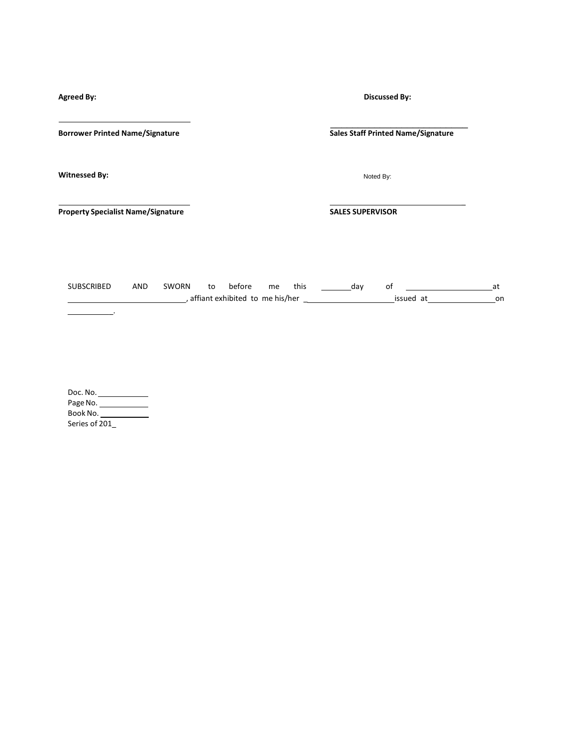**Agreed By:** 

**Discussed By:**

______________________________
**Borrower Printed Name/Signature**

______________________________
**Sales Staff Printed Name/Signature**

**Witnessed By:**

Noted By:

______________________________
**Property Specialist Name/Signature**

______________________________
**SALES SUPERVISOR**

SUBSCRIBED AND SWORN to before me this _______day of ____________________at ___________________________, affiant exhibited to me his/her _____________________issued at________________on ___________.

Doc. No. ____________
Page No. ____________
Book No. ____________
Series of 201_